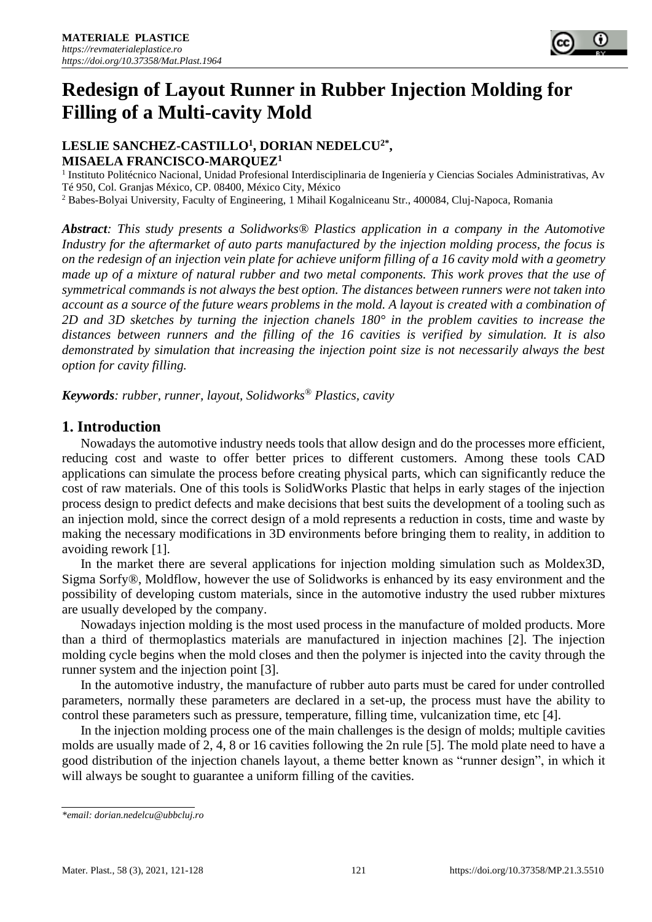# Redesign of Layout Runner in Rubber Injection Molding for Filling of a Multi-cavity Mold

**LESLIE SANCHEZ-CASTILLO[1], DORIAN NEDELCU[2*], MISAELA FRANCISCO-MARQUEZ[1]**

[1] Instituto Politécnico Nacional, Unidad Profesional Interdisciplinaria de Ingeniería y Ciencias Sociales Administrativas, Av Té 950, Col. Granjas México, CP. 08400, México City, México

[2] Babes-Bolyai University, Faculty of Engineering, 1 Mihail Kogalniceanu Str., 400084, Cluj-Napoca, Romania

***Abstract**: This study presents a Solidworks® Plastics application in a company in the Automotive Industry for the aftermarket of auto parts manufactured by the injection molding process, the focus is on the redesign of an injection vein plate for achieve uniform filling of a 16 cavity mold with a geometry made up of a mixture of natural rubber and two metal components. This work proves that the use of symmetrical commands is not always the best option. The distances between runners were not taken into account as a source of the future wears problems in the mold. A layout is created with a combination of 2D and 3D sketches by turning the injection chanels 180° in the problem cavities to increase the distances between runners and the filling of the 16 cavities is verified by simulation. It is also demonstrated by simulation that increasing the injection point size is not necessarily always the best option for cavity filling.*

***Keywords**: rubber, runner, layout, Solidworks® Plastics, cavity*

## 1. Introduction

Nowadays the automotive industry needs tools that allow design and do the processes more efficient, reducing cost and waste to offer better prices to different customers. Among these tools CAD applications can simulate the process before creating physical parts, which can significantly reduce the cost of raw materials. One of this tools is SolidWorks Plastic that helps in early stages of the injection process design to predict defects and make decisions that best suits the development of a tooling such as an injection mold, since the correct design of a mold represents a reduction in costs, time and waste by making the necessary modifications in 3D environments before bringing them to reality, in addition to avoiding rework [1].

In the market there are several applications for injection molding simulation such as Moldex3D, Sigma Sorfy®, Moldflow, however the use of Solidworks is enhanced by its easy environment and the possibility of developing custom materials, since in the automotive industry the used rubber mixtures are usually developed by the company.

Nowadays injection molding is the most used process in the manufacture of molded products. More than a third of thermoplastics materials are manufactured in injection machines [2]. The injection molding cycle begins when the mold closes and then the polymer is injected into the cavity through the runner system and the injection point [3].

In the automotive industry, the manufacture of rubber auto parts must be cared for under controlled parameters, normally these parameters are declared in a set-up, the process must have the ability to control these parameters such as pressure, temperature, filling time, vulcanization time, etc [4].

In the injection molding process one of the main challenges is the design of molds; multiple cavities molds are usually made of 2, 4, 8 or 16 cavities following the 2n rule [5]. The mold plate need to have a good distribution of the injection chanels layout, a theme better known as "runner design", in which it will always be sought to guarantee a uniform filling of the cavities.

*email: dorian.nedelcu@ubbcluj.ro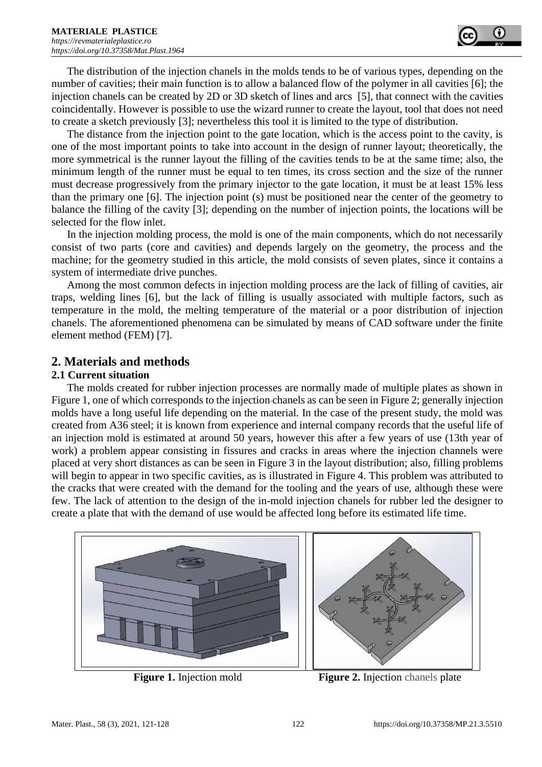The distribution of the injection chanels in the molds tends to be of various types, depending on the number of cavities; their main function is to allow a balanced flow of the polymer in all cavities [6]; the injection chanels can be created by 2D or 3D sketch of lines and arcs [5], that connect with the cavities coincidentally. However is possible to use the wizard runner to create the layout, tool that does not need to create a sketch previously [3]; nevertheless this tool it is limited to the type of distribution.

The distance from the injection point to the gate location, which is the access point to the cavity, is one of the most important points to take into account in the design of runner layout; theoretically, the more symmetrical is the runner layout the filling of the cavities tends to be at the same time; also, the minimum length of the runner must be equal to ten times, its cross section and the size of the runner must decrease progressively from the primary injector to the gate location, it must be at least 15% less than the primary one [6]. The injection point (s) must be positioned near the center of the geometry to balance the filling of the cavity [3]; depending on the number of injection points, the locations will be selected for the flow inlet.

In the injection molding process, the mold is one of the main components, which do not necessarily consist of two parts (core and cavities) and depends largely on the geometry, the process and the machine; for the geometry studied in this article, the mold consists of seven plates, since it contains a system of intermediate drive punches.

Among the most common defects in injection molding process are the lack of filling of cavities, air traps, welding lines [6], but the lack of filling is usually associated with multiple factors, such as temperature in the mold, the melting temperature of the material or a poor distribution of injection chanels. The aforementioned phenomena can be simulated by means of CAD software under the finite element method (FEM) [7].

## 2. Materials and methods

### 2.1 Current situation

The molds created for rubber injection processes are normally made of multiple plates as shown in Figure 1, one of which corresponds to the injection chanels as can be seen in Figure 2; generally injection molds have a long useful life depending on the material. In the case of the present study, the mold was created from A36 steel; it is known from experience and internal company records that the useful life of an injection mold is estimated at around 50 years, however this after a few years of use (13th year of work) a problem appear consisting in fissures and cracks in areas where the injection channels were placed at very short distances as can be seen in Figure 3 in the layout distribution; also, filling problems will begin to appear in two specific cavities, as is illustrated in Figure 4. This problem was attributed to the cracks that were created with the demand for the tooling and the years of use, although these were few. The lack of attention to the design of the in-mold injection chanels for rubber led the designer to create a plate that with the demand of use would be affected long before its estimated life time.

**Figure 1.** Injection mold

**Figure 2.** Injection chanels plate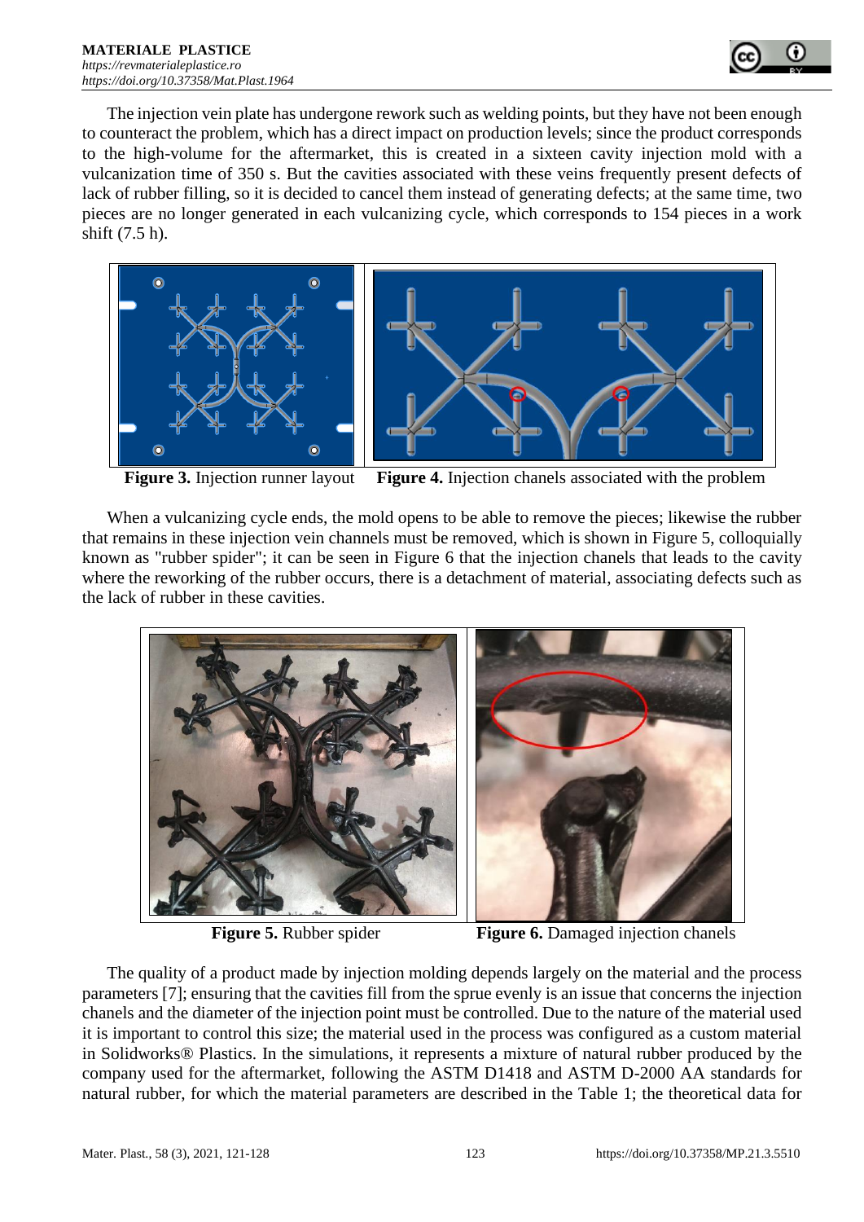The injection vein plate has undergone rework such as welding points, but they have not been enough to counteract the problem, which has a direct impact on production levels; since the product corresponds to the high-volume for the aftermarket, this is created in a sixteen cavity injection mold with a vulcanization time of 350 s. But the cavities associated with these veins frequently present defects of lack of rubber filling, so it is decided to cancel them instead of generating defects; at the same time, two pieces are no longer generated in each vulcanizing cycle, which corresponds to 154 pieces in a work shift (7.5 h).

**Figure 3.** Injection runner layout

**Figure 4.** Injection chanels associated with the problem

When a vulcanizing cycle ends, the mold opens to be able to remove the pieces; likewise the rubber that remains in these injection vein channels must be removed, which is shown in Figure 5, colloquially known as "rubber spider"; it can be seen in Figure 6 that the injection chanels that leads to the cavity where the reworking of the rubber occurs, there is a detachment of material, associating defects such as the lack of rubber in these cavities.

**Figure 5.** Rubber spider

**Figure 6.** Damaged injection chanels

The quality of a product made by injection molding depends largely on the material and the process parameters [7]; ensuring that the cavities fill from the sprue evenly is an issue that concerns the injection chanels and the diameter of the injection point must be controlled. Due to the nature of the material used it is important to control this size; the material used in the process was configured as a custom material in Solidworks® Plastics. In the simulations, it represents a mixture of natural rubber produced by the company used for the aftermarket, following the ASTM D1418 and ASTM D-2000 AA standards for natural rubber, for which the material parameters are described in the Table 1; the theoretical data for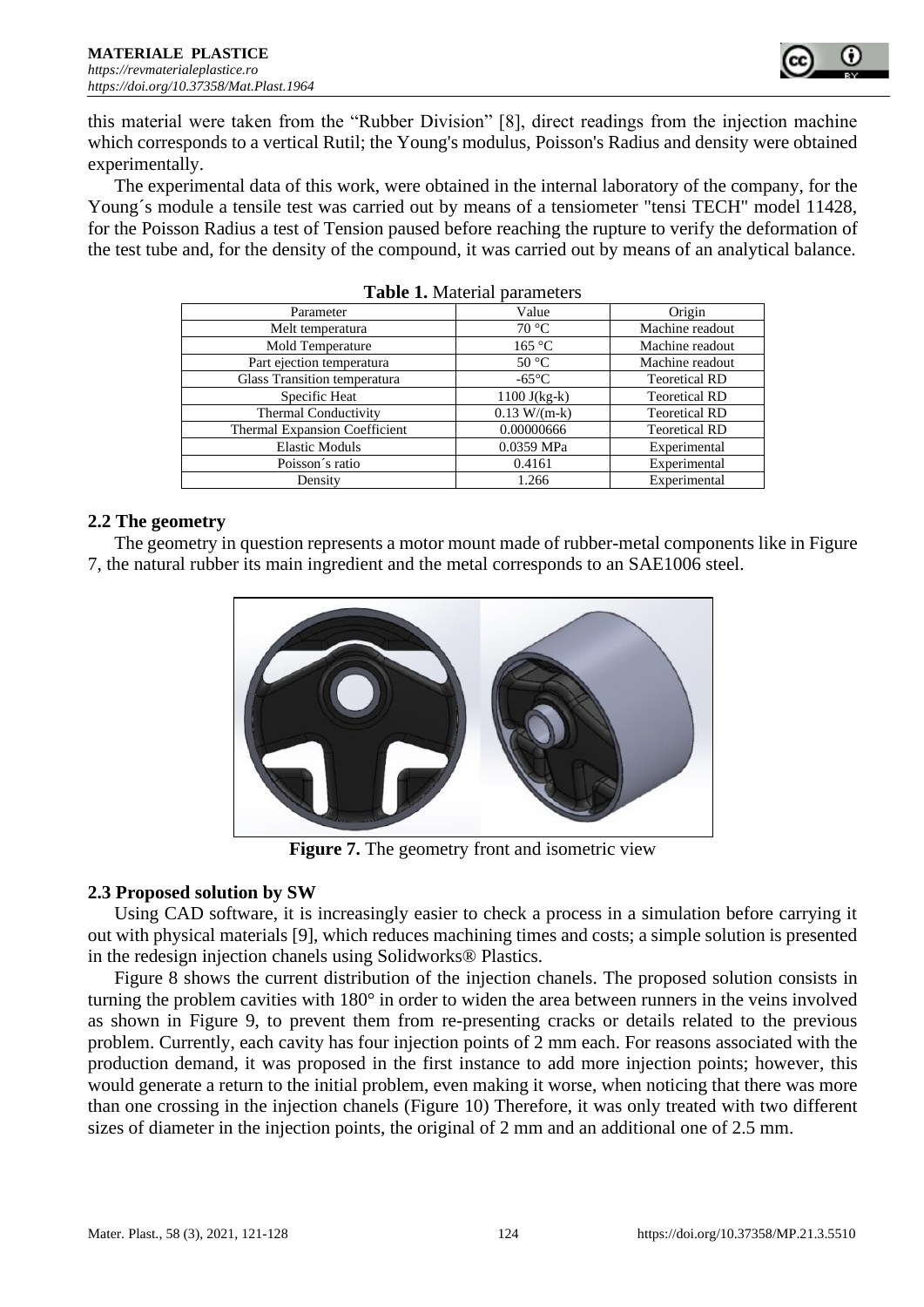this material were taken from the "Rubber Division" [8], direct readings from the injection machine which corresponds to a vertical Rutil; the Young's modulus, Poisson's Radius and density were obtained experimentally.

The experimental data of this work, were obtained in the internal laboratory of the company, for the Young´s module a tensile test was carried out by means of a tensiometer "tensi TECH" model 11428, for the Poisson Radius a test of Tension paused before reaching the rupture to verify the deformation of the test tube and, for the density of the compound, it was carried out by means of an analytical balance.

**Table 1.** Material parameters

| Parameter | Value | Origin |
|---|---|---|
| Melt temperatura | 70 °C | Machine readout |
| Mold Temperature | 165 °C | Machine readout |
| Part ejection temperatura | 50 °C | Machine readout |
| Glass Transition temperatura | -65°C | Teoretical RD |
| Specific Heat | 1100 J(kg-k) | Teoretical RD |
| Thermal Conductivity | 0.13 W/(m-k) | Teoretical RD |
| Thermal Expansion Coefficient | 0.00000666 | Teoretical RD |
| Elastic Moduls | 0.0359 MPa | Experimental |
| Poisson´s ratio | 0.4161 | Experimental |
| Density | 1.266 | Experimental |

## 2.2 The geometry

The geometry in question represents a motor mount made of rubber-metal components like in Figure 7, the natural rubber its main ingredient and the metal corresponds to an SAE1006 steel.

**Figure 7.** The geometry front and isometric view

## 2.3 Proposed solution by SW

Using CAD software, it is increasingly easier to check a process in a simulation before carrying it out with physical materials [9], which reduces machining times and costs; a simple solution is presented in the redesign injection chanels using Solidworks® Plastics.

Figure 8 shows the current distribution of the injection chanels. The proposed solution consists in turning the problem cavities with 180° in order to widen the area between runners in the veins involved as shown in Figure 9, to prevent them from re-presenting cracks or details related to the previous problem. Currently, each cavity has four injection points of 2 mm each. For reasons associated with the production demand, it was proposed in the first instance to add more injection points; however, this would generate a return to the initial problem, even making it worse, when noticing that there was more than one crossing in the injection chanels (Figure 10) Therefore, it was only treated with two different sizes of diameter in the injection points, the original of 2 mm and an additional one of 2.5 mm.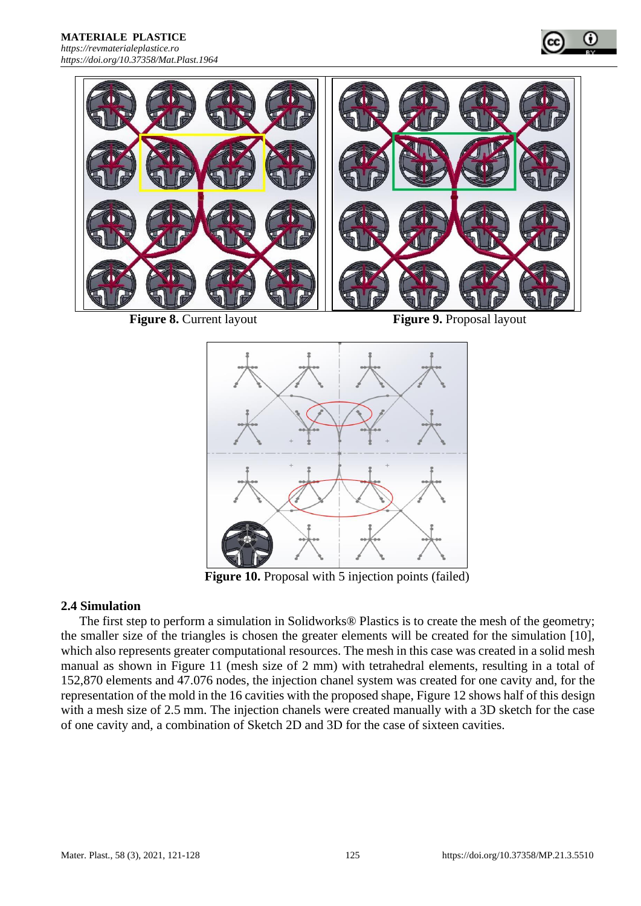**Figure 8.** Current layout

**Figure 9.** Proposal layout

**Figure 10.** Proposal with 5 injection points (failed)

### 2.4 Simulation

The first step to perform a simulation in Solidworks® Plastics is to create the mesh of the geometry; the smaller size of the triangles is chosen the greater elements will be created for the simulation [10], which also represents greater computational resources. The mesh in this case was created in a solid mesh manual as shown in Figure 11 (mesh size of 2 mm) with tetrahedral elements, resulting in a total of 152,870 elements and 47.076 nodes, the injection chanel system was created for one cavity and, for the representation of the mold in the 16 cavities with the proposed shape, Figure 12 shows half of this design with a mesh size of 2.5 mm. The injection chanels were created manually with a 3D sketch for the case of one cavity and, a combination of Sketch 2D and 3D for the case of sixteen cavities.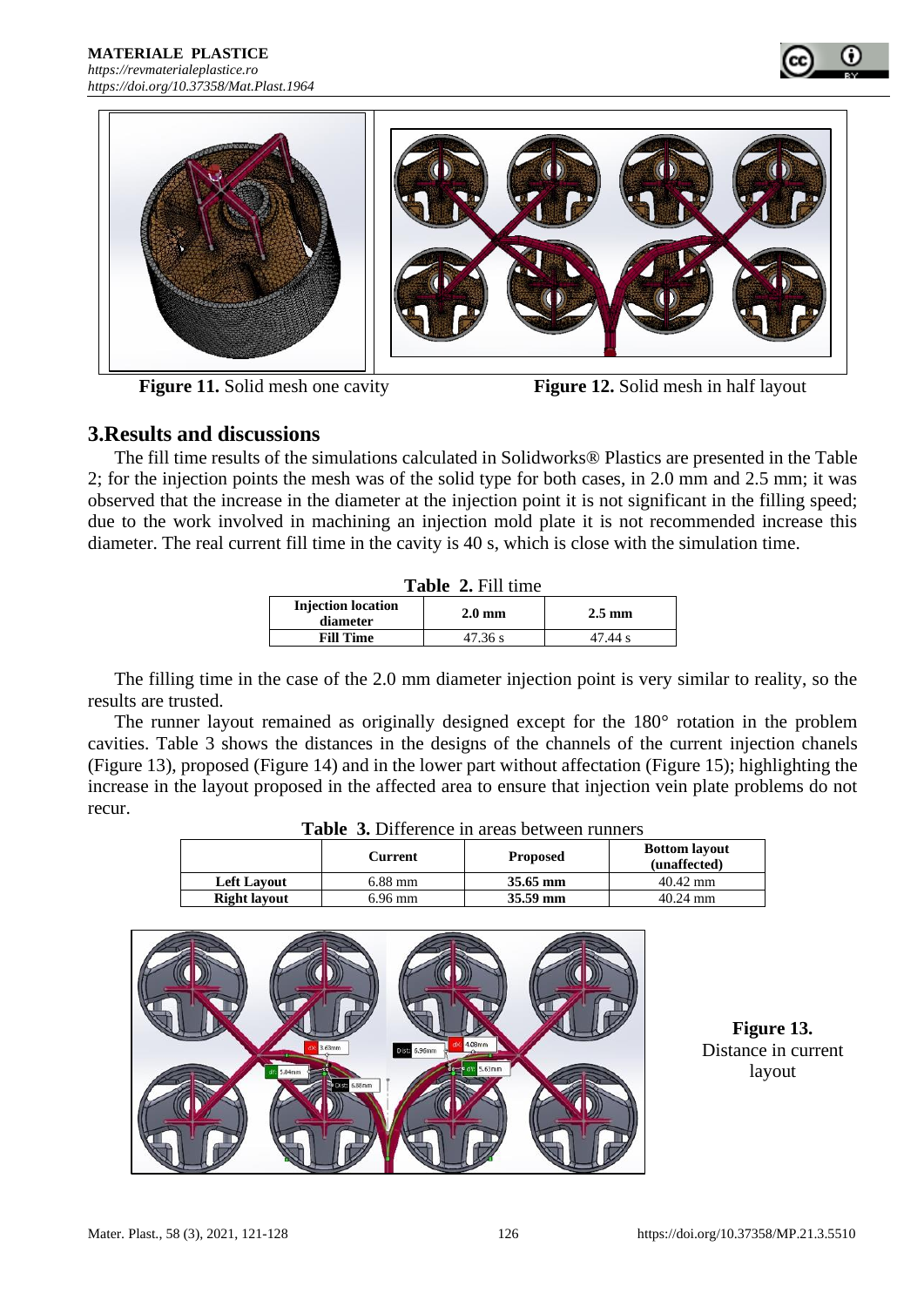Figure 11. Solid mesh one cavity

Figure 12. Solid mesh in half layout

## 3.Results and discussions

The fill time results of the simulations calculated in Solidworks® Plastics are presented in the Table 2; for the injection points the mesh was of the solid type for both cases, in 2.0 mm and 2.5 mm; it was observed that the increase in the diameter at the injection point it is not significant in the filling speed; due to the work involved in machining an injection mold plate it is not recommended increase this diameter. The real current fill time in the cavity is 40 s, which is close with the simulation time.

**Table 2.** Fill time

| Injection location diameter | 2.0 mm | 2.5 mm |
|---|---|---|
| **Fill Time** | 47.36 s | 47.44 s |

The filling time in the case of the 2.0 mm diameter injection point is very similar to reality, so the results are trusted.

The runner layout remained as originally designed except for the 180° rotation in the problem cavities. Table 3 shows the distances in the designs of the channels of the current injection chanels (Figure 13), proposed (Figure 14) and in the lower part without affectation (Figure 15); highlighting the increase in the layout proposed in the affected area to ensure that injection vein plate problems do not recur.

**Table 3.** Difference in areas between runners

| | Current | Proposed | Bottom layout (unaffected) |
|---|---|---|---|
| **Left Layout** | 6.88 mm | **35.65 mm** | 40.42 mm |
| **Right layout** | 6.96 mm | **35.59 mm** | 40.24 mm |

**Figure 13.** Distance in current layout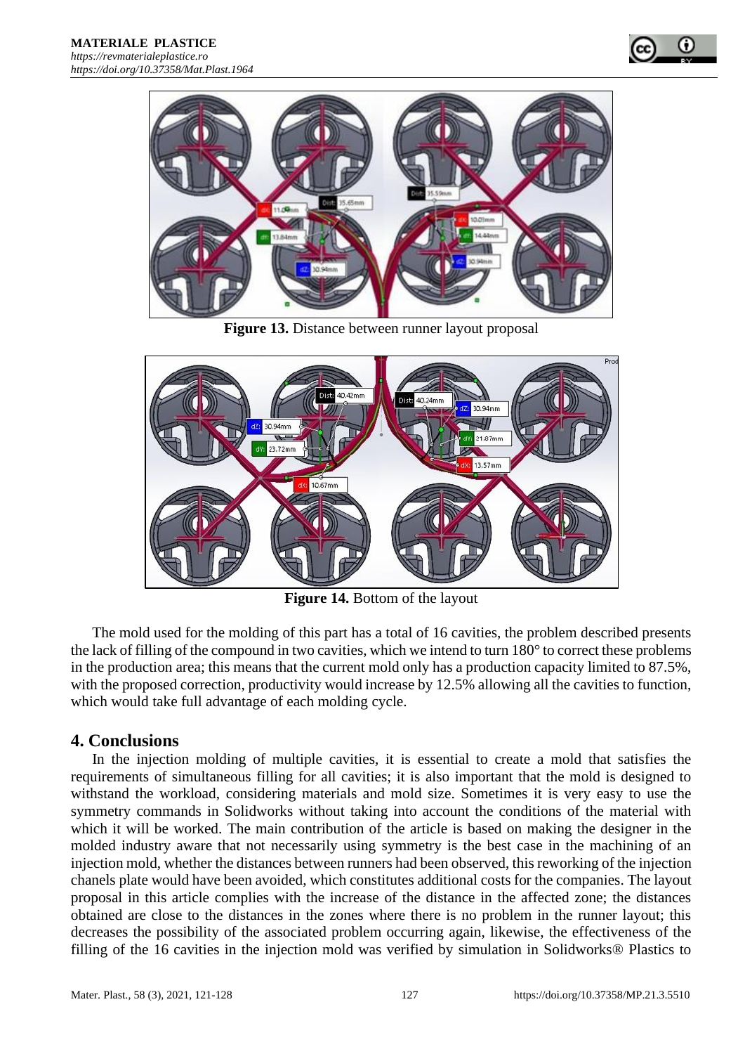Figure 13. Distance between runner layout proposal

Figure 14. Bottom of the layout

The mold used for the molding of this part has a total of 16 cavities, the problem described presents the lack of filling of the compound in two cavities, which we intend to turn 180° to correct these problems in the production area; this means that the current mold only has a production capacity limited to 87.5%, with the proposed correction, productivity would increase by 12.5% allowing all the cavities to function, which would take full advantage of each molding cycle.

## 4. Conclusions

In the injection molding of multiple cavities, it is essential to create a mold that satisfies the requirements of simultaneous filling for all cavities; it is also important that the mold is designed to withstand the workload, considering materials and mold size. Sometimes it is very easy to use the symmetry commands in Solidworks without taking into account the conditions of the material with which it will be worked. The main contribution of the article is based on making the designer in the molded industry aware that not necessarily using symmetry is the best case in the machining of an injection mold, whether the distances between runners had been observed, this reworking of the injection chanels plate would have been avoided, which constitutes additional costs for the companies. The layout proposal in this article complies with the increase of the distance in the affected zone; the distances obtained are close to the distances in the zones where there is no problem in the runner layout; this decreases the possibility of the associated problem occurring again, likewise, the effectiveness of the filling of the 16 cavities in the injection mold was verified by simulation in Solidworks® Plastics to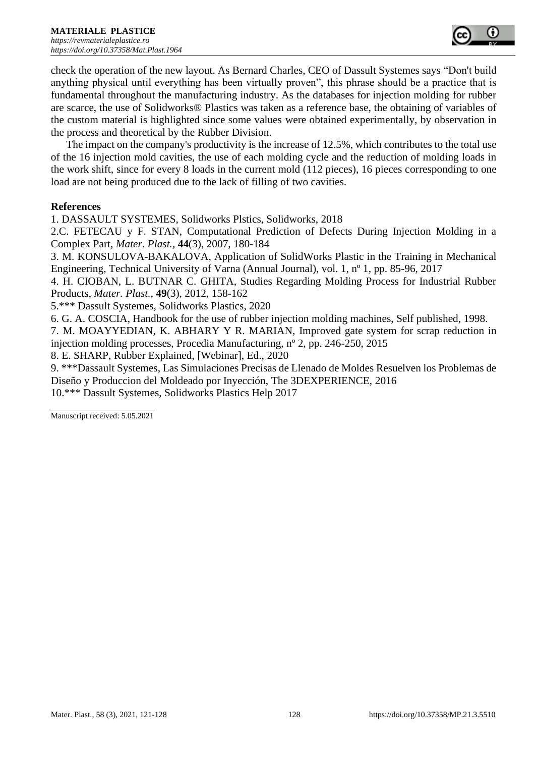check the operation of the new layout. As Bernard Charles, CEO of Dassult Systemes says "Don't build anything physical until everything has been virtually proven", this phrase should be a practice that is fundamental throughout the manufacturing industry. As the databases for injection molding for rubber are scarce, the use of Solidworks® Plastics was taken as a reference base, the obtaining of variables of the custom material is highlighted since some values were obtained experimentally, by observation in the process and theoretical by the Rubber Division.

The impact on the company's productivity is the increase of 12.5%, which contributes to the total use of the 16 injection mold cavities, the use of each molding cycle and the reduction of molding loads in the work shift, since for every 8 loads in the current mold (112 pieces), 16 pieces corresponding to one load are not being produced due to the lack of filling of two cavities.

**References**

1. DASSAULT SYSTEMES, Solidworks Plstics, Solidworks, 2018
2. C. FETECAU y F. STAN, Computational Prediction of Defects During Injection Molding in a Complex Part, *Mater. Plast.,* **44**(3), 2007, 180-184
3. M. KONSULOVA-BAKALOVA, Application of SolidWorks Plastic in the Training in Mechanical Engineering, Technical University of Varna (Annual Journal), vol. 1, nº 1, pp. 85-96, 2017
4. H. CIOBAN, L. BUTNAR C. GHITA, Studies Regarding Molding Process for Industrial Rubber Products, *Mater. Plast.,* **49**(3), 2012, 158-162
5. *** Dassult Systemes, Solidworks Plastics, 2020
6. G. A. COSCIA, Handbook for the use of rubber injection molding machines, Self published, 1998.
7. M. MOAYYEDIAN, K. ABHARY Y R. MARIAN, Improved gate system for scrap reduction in injection molding processes, Procedia Manufacturing, nº 2, pp. 246-250, 2015
8. E. SHARP, Rubber Explained, [Webinar], Ed., 2020
9. ***Dassault Systemes, Las Simulaciones Precisas de Llenado de Moldes Resuelven los Problemas de Diseño y Produccion del Moldeado por Inyección, The 3DEXPERIENCE, 2016
10. *** Dassult Systemes, Solidworks Plastics Help 2017

Manuscript received: 5.05.2021